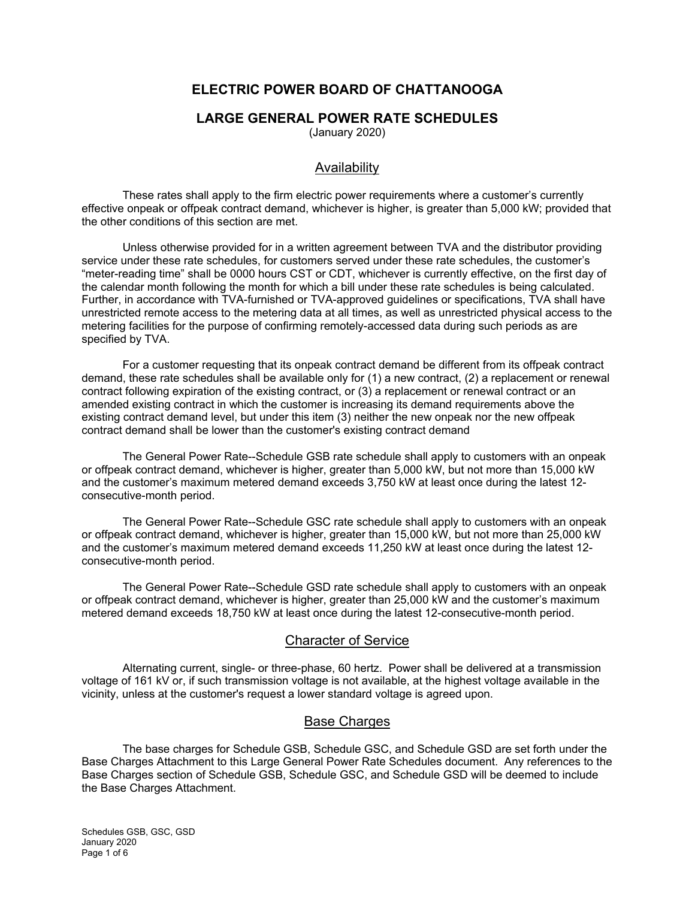# ELECTRIC POWER BOARD OF CHATTANOOGA

## LARGE GENERAL POWER RATE SCHEDULES

(January 2020)

### Availability

These rates shall apply to the firm electric power requirements where a customer's currently effective onpeak or offpeak contract demand, whichever is higher, is greater than 5,000 kW; provided that the other conditions of this section are met.

Unless otherwise provided for in a written agreement between TVA and the distributor providing service under these rate schedules, for customers served under these rate schedules, the customer's "meter-reading time" shall be 0000 hours CST or CDT, whichever is currently effective, on the first day of the calendar month following the month for which a bill under these rate schedules is being calculated. Further, in accordance with TVA-furnished or TVA-approved guidelines or specifications, TVA shall have unrestricted remote access to the metering data at all times, as well as unrestricted physical access to the metering facilities for the purpose of confirming remotely-accessed data during such periods as are specified by TVA.

For a customer requesting that its onpeak contract demand be different from its offpeak contract demand, these rate schedules shall be available only for (1) a new contract, (2) a replacement or renewal contract following expiration of the existing contract, or (3) a replacement or renewal contract or an amended existing contract in which the customer is increasing its demand requirements above the existing contract demand level, but under this item (3) neither the new onpeak nor the new offpeak contract demand shall be lower than the customer's existing contract demand

The General Power Rate--Schedule GSB rate schedule shall apply to customers with an onpeak or offpeak contract demand, whichever is higher, greater than 5,000 kW, but not more than 15,000 kW and the customer's maximum metered demand exceeds 3,750 kW at least once during the latest 12-consecutive-month period.

The General Power Rate--Schedule GSC rate schedule shall apply to customers with an onpeak or offpeak contract demand, whichever is higher, greater than 15,000 kW, but not more than 25,000 kW and the customer's maximum metered demand exceeds 11,250 kW at least once during the latest 12-consecutive-month period.

The General Power Rate--Schedule GSD rate schedule shall apply to customers with an onpeak or offpeak contract demand, whichever is higher, greater than 25,000 kW and the customer's maximum metered demand exceeds 18,750 kW at least once during the latest 12-consecutive-month period.

### Character of Service

Alternating current, single- or three-phase, 60 hertz. Power shall be delivered at a transmission voltage of 161 kV or, if such transmission voltage is not available, at the highest voltage available in the vicinity, unless at the customer's request a lower standard voltage is agreed upon.

### Base Charges

The base charges for Schedule GSB, Schedule GSC, and Schedule GSD are set forth under the Base Charges Attachment to this Large General Power Rate Schedules document. Any references to the Base Charges section of Schedule GSB, Schedule GSC, and Schedule GSD will be deemed to include the Base Charges Attachment.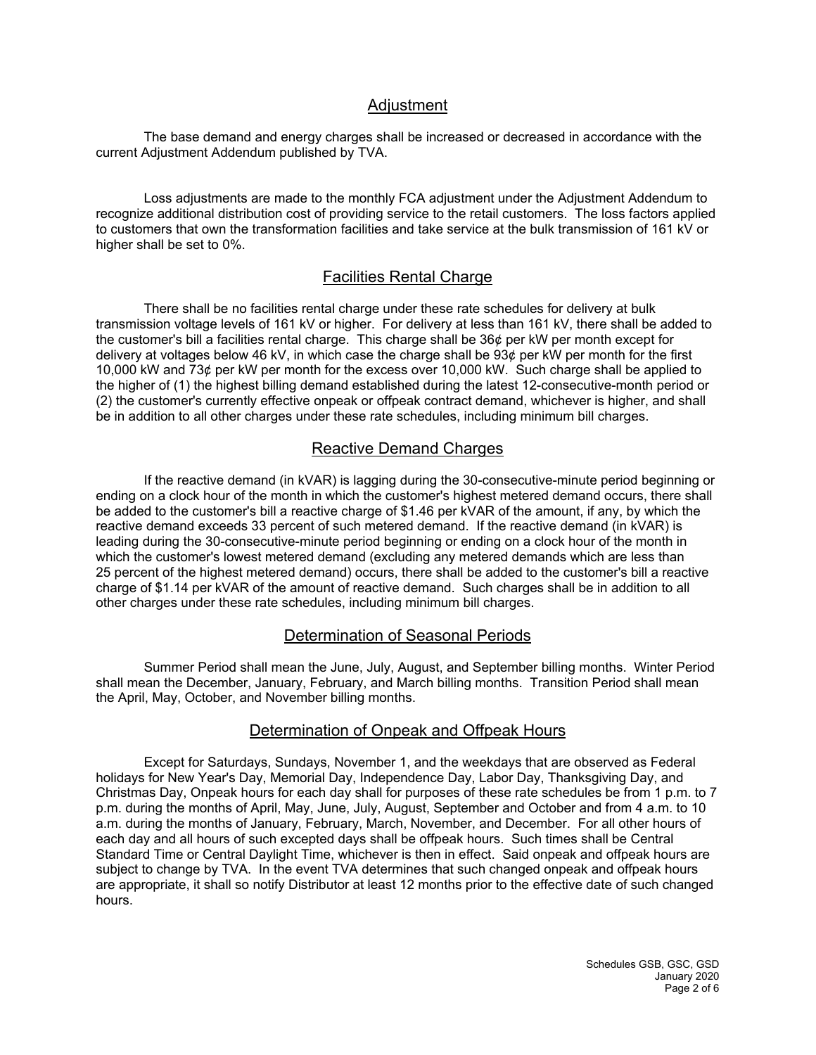## Adjustment

The base demand and energy charges shall be increased or decreased in accordance with the current Adjustment Addendum published by TVA.

Loss adjustments are made to the monthly FCA adjustment under the Adjustment Addendum to recognize additional distribution cost of providing service to the retail customers. The loss factors applied to customers that own the transformation facilities and take service at the bulk transmission of 161 kV or higher shall be set to 0%.

## Facilities Rental Charge

There shall be no facilities rental charge under these rate schedules for delivery at bulk transmission voltage levels of 161 kV or higher. For delivery at less than 161 kV, there shall be added to the customer's bill a facilities rental charge. This charge shall be 36¢ per kW per month except for delivery at voltages below 46 kV, in which case the charge shall be 93¢ per kW per month for the first 10,000 kW and 73¢ per kW per month for the excess over 10,000 kW. Such charge shall be applied to the higher of (1) the highest billing demand established during the latest 12-consecutive-month period or (2) the customer's currently effective onpeak or offpeak contract demand, whichever is higher, and shall be in addition to all other charges under these rate schedules, including minimum bill charges.

## Reactive Demand Charges

If the reactive demand (in kVAR) is lagging during the 30-consecutive-minute period beginning or ending on a clock hour of the month in which the customer's highest metered demand occurs, there shall be added to the customer's bill a reactive charge of $1.46 per kVAR of the amount, if any, by which the reactive demand exceeds 33 percent of such metered demand. If the reactive demand (in kVAR) is leading during the 30-consecutive-minute period beginning or ending on a clock hour of the month in which the customer's lowest metered demand (excluding any metered demands which are less than 25 percent of the highest metered demand) occurs, there shall be added to the customer's bill a reactive charge of $1.14 per kVAR of the amount of reactive demand. Such charges shall be in addition to all other charges under these rate schedules, including minimum bill charges.

## Determination of Seasonal Periods

Summer Period shall mean the June, July, August, and September billing months. Winter Period shall mean the December, January, February, and March billing months. Transition Period shall mean the April, May, October, and November billing months.

## Determination of Onpeak and Offpeak Hours

Except for Saturdays, Sundays, November 1, and the weekdays that are observed as Federal holidays for New Year's Day, Memorial Day, Independence Day, Labor Day, Thanksgiving Day, and Christmas Day, Onpeak hours for each day shall for purposes of these rate schedules be from 1 p.m. to 7 p.m. during the months of April, May, June, July, August, September and October and from 4 a.m. to 10 a.m. during the months of January, February, March, November, and December. For all other hours of each day and all hours of such excepted days shall be offpeak hours. Such times shall be Central Standard Time or Central Daylight Time, whichever is then in effect. Said onpeak and offpeak hours are subject to change by TVA. In the event TVA determines that such changed onpeak and offpeak hours are appropriate, it shall so notify Distributor at least 12 months prior to the effective date of such changed hours.

Schedules GSB, GSC, GSD
January 2020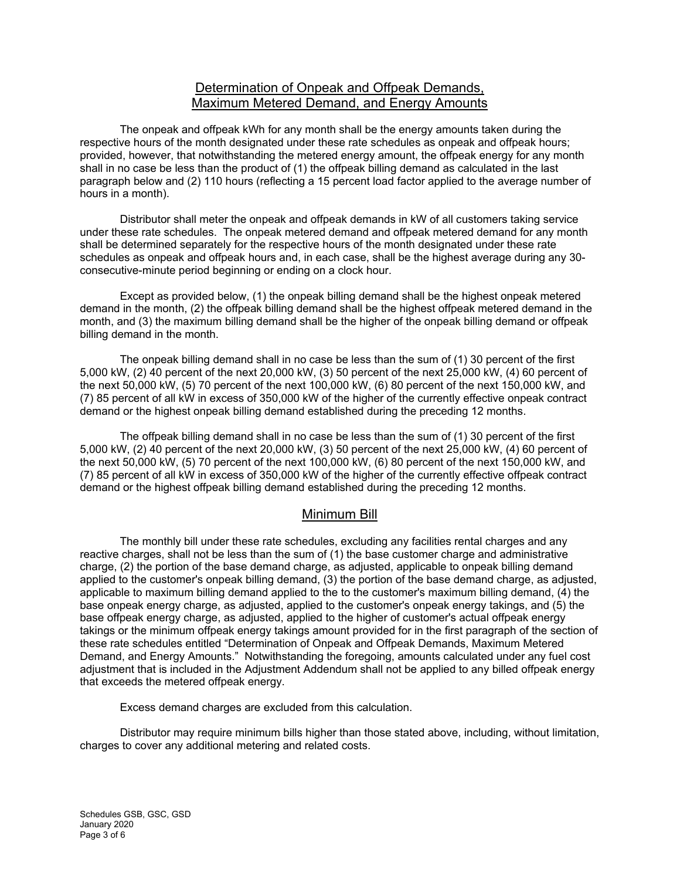## Determination of Onpeak and Offpeak Demands, Maximum Metered Demand, and Energy Amounts

The onpeak and offpeak kWh for any month shall be the energy amounts taken during the respective hours of the month designated under these rate schedules as onpeak and offpeak hours; provided, however, that notwithstanding the metered energy amount, the offpeak energy for any month shall in no case be less than the product of (1) the offpeak billing demand as calculated in the last paragraph below and (2) 110 hours (reflecting a 15 percent load factor applied to the average number of hours in a month).

Distributor shall meter the onpeak and offpeak demands in kW of all customers taking service under these rate schedules. The onpeak metered demand and offpeak metered demand for any month shall be determined separately for the respective hours of the month designated under these rate schedules as onpeak and offpeak hours and, in each case, shall be the highest average during any 30-consecutive-minute period beginning or ending on a clock hour.

Except as provided below, (1) the onpeak billing demand shall be the highest onpeak metered demand in the month, (2) the offpeak billing demand shall be the highest offpeak metered demand in the month, and (3) the maximum billing demand shall be the higher of the onpeak billing demand or offpeak billing demand in the month.

The onpeak billing demand shall in no case be less than the sum of (1) 30 percent of the first 5,000 kW, (2) 40 percent of the next 20,000 kW, (3) 50 percent of the next 25,000 kW, (4) 60 percent of the next 50,000 kW, (5) 70 percent of the next 100,000 kW, (6) 80 percent of the next 150,000 kW, and (7) 85 percent of all kW in excess of 350,000 kW of the higher of the currently effective onpeak contract demand or the highest onpeak billing demand established during the preceding 12 months.

The offpeak billing demand shall in no case be less than the sum of (1) 30 percent of the first 5,000 kW, (2) 40 percent of the next 20,000 kW, (3) 50 percent of the next 25,000 kW, (4) 60 percent of the next 50,000 kW, (5) 70 percent of the next 100,000 kW, (6) 80 percent of the next 150,000 kW, and (7) 85 percent of all kW in excess of 350,000 kW of the higher of the currently effective offpeak contract demand or the highest offpeak billing demand established during the preceding 12 months.

## Minimum Bill

The monthly bill under these rate schedules, excluding any facilities rental charges and any reactive charges, shall not be less than the sum of (1) the base customer charge and administrative charge, (2) the portion of the base demand charge, as adjusted, applicable to onpeak billing demand applied to the customer's onpeak billing demand, (3) the portion of the base demand charge, as adjusted, applicable to maximum billing demand applied to the to the customer's maximum billing demand, (4) the base onpeak energy charge, as adjusted, applied to the customer's onpeak energy takings, and (5) the base offpeak energy charge, as adjusted, applied to the higher of customer's actual offpeak energy takings or the minimum offpeak energy takings amount provided for in the first paragraph of the section of these rate schedules entitled "Determination of Onpeak and Offpeak Demands, Maximum Metered Demand, and Energy Amounts." Notwithstanding the foregoing, amounts calculated under any fuel cost adjustment that is included in the Adjustment Addendum shall not be applied to any billed offpeak energy that exceeds the metered offpeak energy.

Excess demand charges are excluded from this calculation.

Distributor may require minimum bills higher than those stated above, including, without limitation, charges to cover any additional metering and related costs.

Schedules GSB, GSC, GSD
January 2020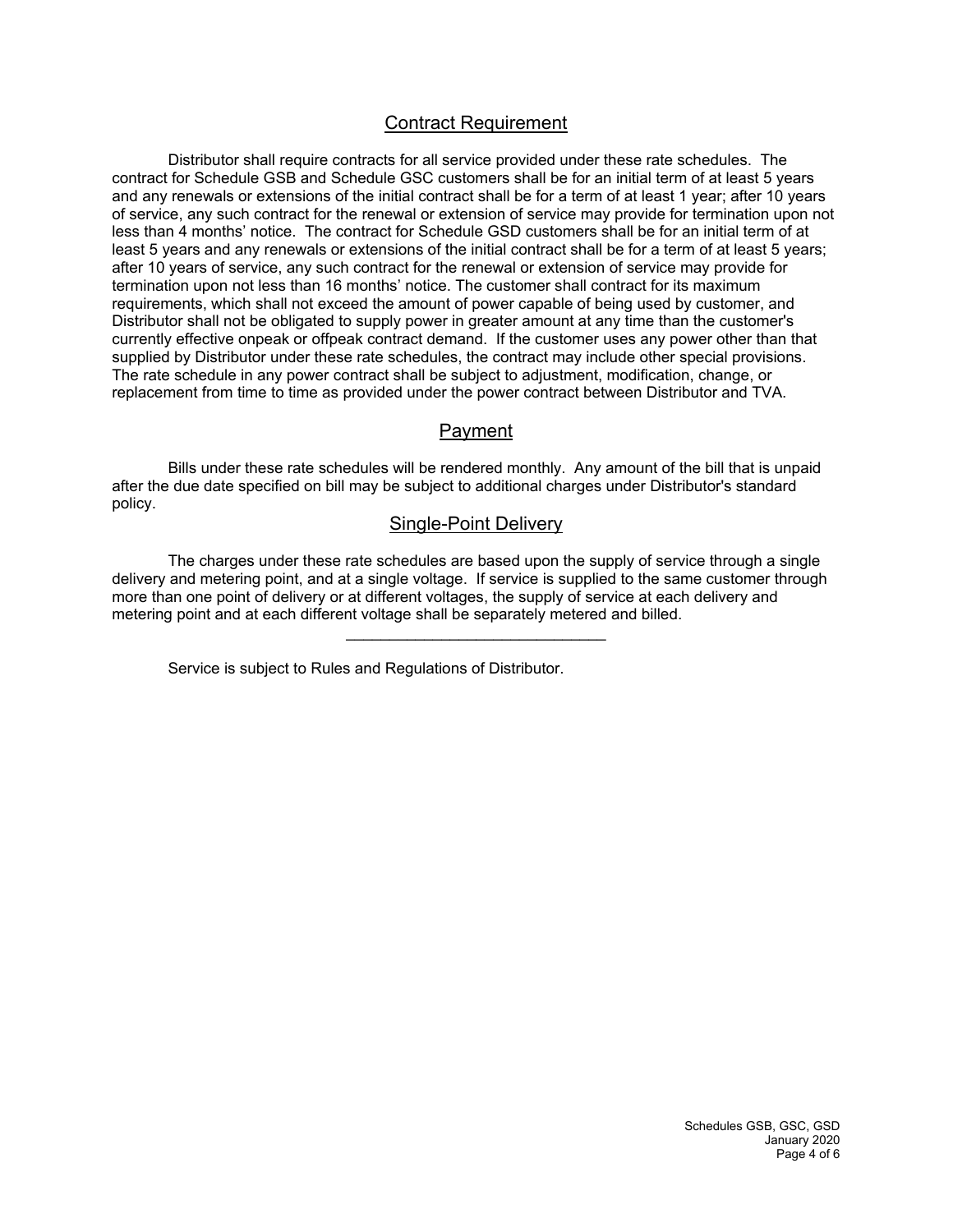## Contract Requirement

Distributor shall require contracts for all service provided under these rate schedules. The contract for Schedule GSB and Schedule GSC customers shall be for an initial term of at least 5 years and any renewals or extensions of the initial contract shall be for a term of at least 1 year; after 10 years of service, any such contract for the renewal or extension of service may provide for termination upon not less than 4 months' notice. The contract for Schedule GSD customers shall be for an initial term of at least 5 years and any renewals or extensions of the initial contract shall be for a term of at least 5 years; after 10 years of service, any such contract for the renewal or extension of service may provide for termination upon not less than 16 months' notice. The customer shall contract for its maximum requirements, which shall not exceed the amount of power capable of being used by customer, and Distributor shall not be obligated to supply power in greater amount at any time than the customer's currently effective onpeak or offpeak contract demand. If the customer uses any power other than that supplied by Distributor under these rate schedules, the contract may include other special provisions. The rate schedule in any power contract shall be subject to adjustment, modification, change, or replacement from time to time as provided under the power contract between Distributor and TVA.

## Payment

Bills under these rate schedules will be rendered monthly. Any amount of the bill that is unpaid after the due date specified on bill may be subject to additional charges under Distributor's standard policy.

## Single-Point Delivery

The charges under these rate schedules are based upon the supply of service through a single delivery and metering point, and at a single voltage. If service is supplied to the same customer through more than one point of delivery or at different voltages, the supply of service at each delivery and metering point and at each different voltage shall be separately metered and billed.

---

Service is subject to Rules and Regulations of Distributor.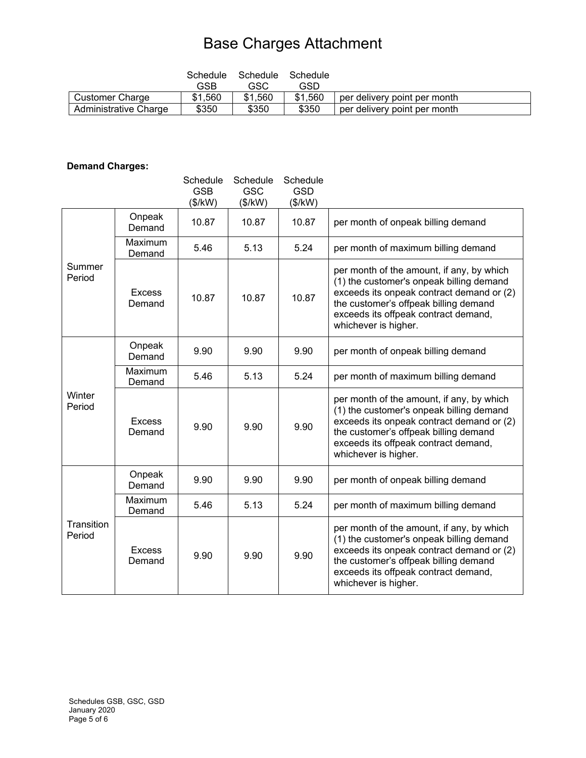# Base Charges Attachment

| | Schedule GSB | Schedule GSC | Schedule GSD | |
|---|---|---|---|---|
| Customer Charge | $1,560 | $1,560 | $1,560 | per delivery point per month |
| Administrative Charge | $350 | $350 | $350 | per delivery point per month |

**Demand Charges:**

| | | Schedule GSB ($/kW) | Schedule GSC ($/kW) | Schedule GSD ($/kW) | |
|---|---|---|---|---|---|
| Summer Period | Onpeak Demand | 10.87 | 10.87 | 10.87 | per month of onpeak billing demand |
| | Maximum Demand | 5.46 | 5.13 | 5.24 | per month of maximum billing demand |
| | Excess Demand | 10.87 | 10.87 | 10.87 | per month of the amount, if any, by which (1) the customer's onpeak billing demand exceeds its onpeak contract demand or (2) the customer's offpeak billing demand exceeds its offpeak contract demand, whichever is higher. |
| Winter Period | Onpeak Demand | 9.90 | 9.90 | 9.90 | per month of onpeak billing demand |
| | Maximum Demand | 5.46 | 5.13 | 5.24 | per month of maximum billing demand |
| | Excess Demand | 9.90 | 9.90 | 9.90 | per month of the amount, if any, by which (1) the customer's onpeak billing demand exceeds its onpeak contract demand or (2) the customer's offpeak billing demand exceeds its offpeak contract demand, whichever is higher. |
| Transition Period | Onpeak Demand | 9.90 | 9.90 | 9.90 | per month of onpeak billing demand |
| | Maximum Demand | 5.46 | 5.13 | 5.24 | per month of maximum billing demand |
| | Excess Demand | 9.90 | 9.90 | 9.90 | per month of the amount, if any, by which (1) the customer's onpeak billing demand exceeds its onpeak contract demand or (2) the customer's offpeak billing demand exceeds its offpeak contract demand, whichever is higher. |

Schedules GSB, GSC, GSD
January 2020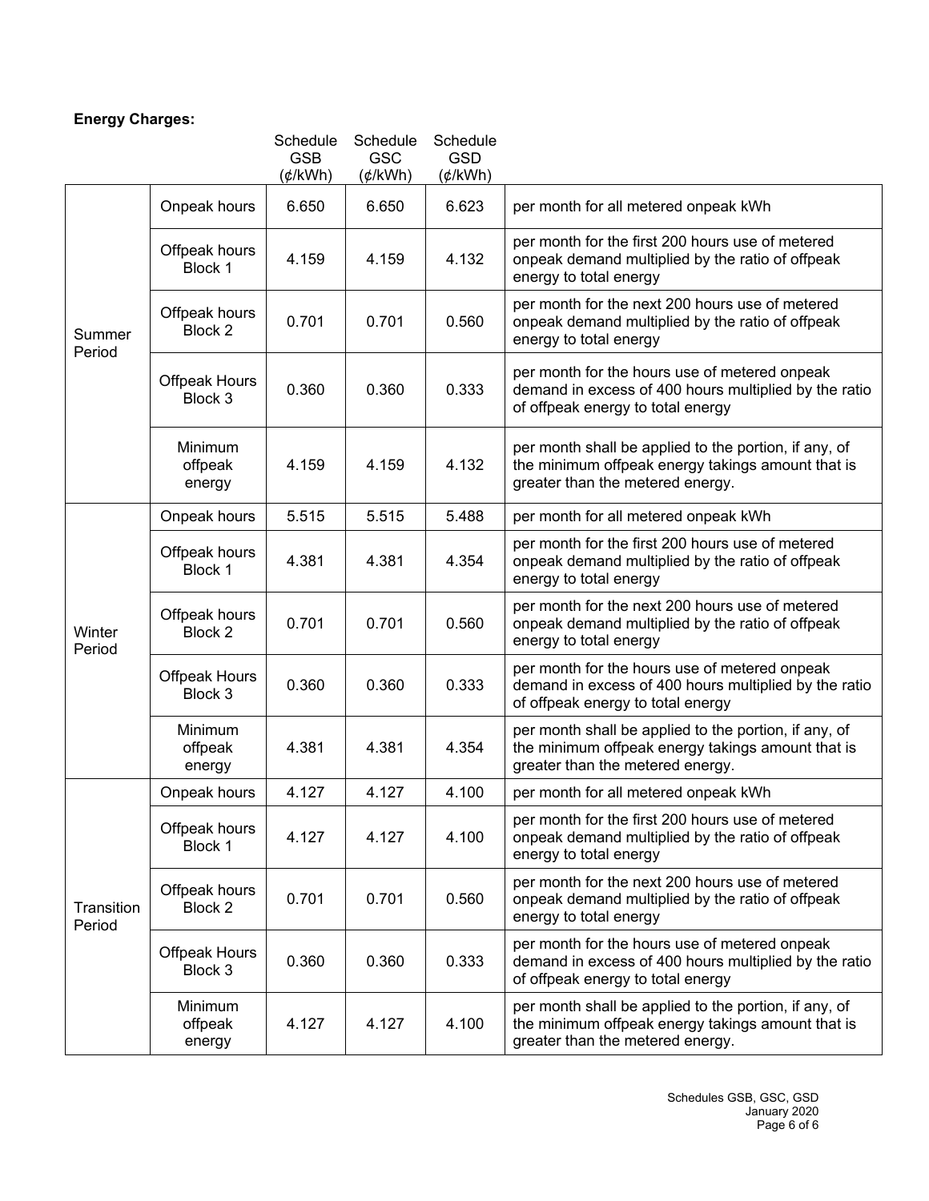**Energy Charges:**

| | | Schedule GSB (¢/kWh) | Schedule GSC (¢/kWh) | Schedule GSD (¢/kWh) | |
|---|---|---|---|---|---|
| Summer Period | Onpeak hours | 6.650 | 6.650 | 6.623 | per month for all metered onpeak kWh |
| | Offpeak hours Block 1 | 4.159 | 4.159 | 4.132 | per month for the first 200 hours use of metered onpeak demand multiplied by the ratio of offpeak energy to total energy |
| | Offpeak hours Block 2 | 0.701 | 0.701 | 0.560 | per month for the next 200 hours use of metered onpeak demand multiplied by the ratio of offpeak energy to total energy |
| | Offpeak Hours Block 3 | 0.360 | 0.360 | 0.333 | per month for the hours use of metered onpeak demand in excess of 400 hours multiplied by the ratio of offpeak energy to total energy |
| | Minimum offpeak energy | 4.159 | 4.159 | 4.132 | per month shall be applied to the portion, if any, of the minimum offpeak energy takings amount that is greater than the metered energy. |
| Winter Period | Onpeak hours | 5.515 | 5.515 | 5.488 | per month for all metered onpeak kWh |
| | Offpeak hours Block 1 | 4.381 | 4.381 | 4.354 | per month for the first 200 hours use of metered onpeak demand multiplied by the ratio of offpeak energy to total energy |
| | Offpeak hours Block 2 | 0.701 | 0.701 | 0.560 | per month for the next 200 hours use of metered onpeak demand multiplied by the ratio of offpeak energy to total energy |
| | Offpeak Hours Block 3 | 0.360 | 0.360 | 0.333 | per month for the hours use of metered onpeak demand in excess of 400 hours multiplied by the ratio of offpeak energy to total energy |
| | Minimum offpeak energy | 4.381 | 4.381 | 4.354 | per month shall be applied to the portion, if any, of the minimum offpeak energy takings amount that is greater than the metered energy. |
| Transition Period | Onpeak hours | 4.127 | 4.127 | 4.100 | per month for all metered onpeak kWh |
| | Offpeak hours Block 1 | 4.127 | 4.127 | 4.100 | per month for the first 200 hours use of metered onpeak demand multiplied by the ratio of offpeak energy to total energy |
| | Offpeak hours Block 2 | 0.701 | 0.701 | 0.560 | per month for the next 200 hours use of metered onpeak demand multiplied by the ratio of offpeak energy to total energy |
| | Offpeak Hours Block 3 | 0.360 | 0.360 | 0.333 | per month for the hours use of metered onpeak demand in excess of 400 hours multiplied by the ratio of offpeak energy to total energy |
| | Minimum offpeak energy | 4.127 | 4.127 | 4.100 | per month shall be applied to the portion, if any, of the minimum offpeak energy takings amount that is greater than the metered energy. |